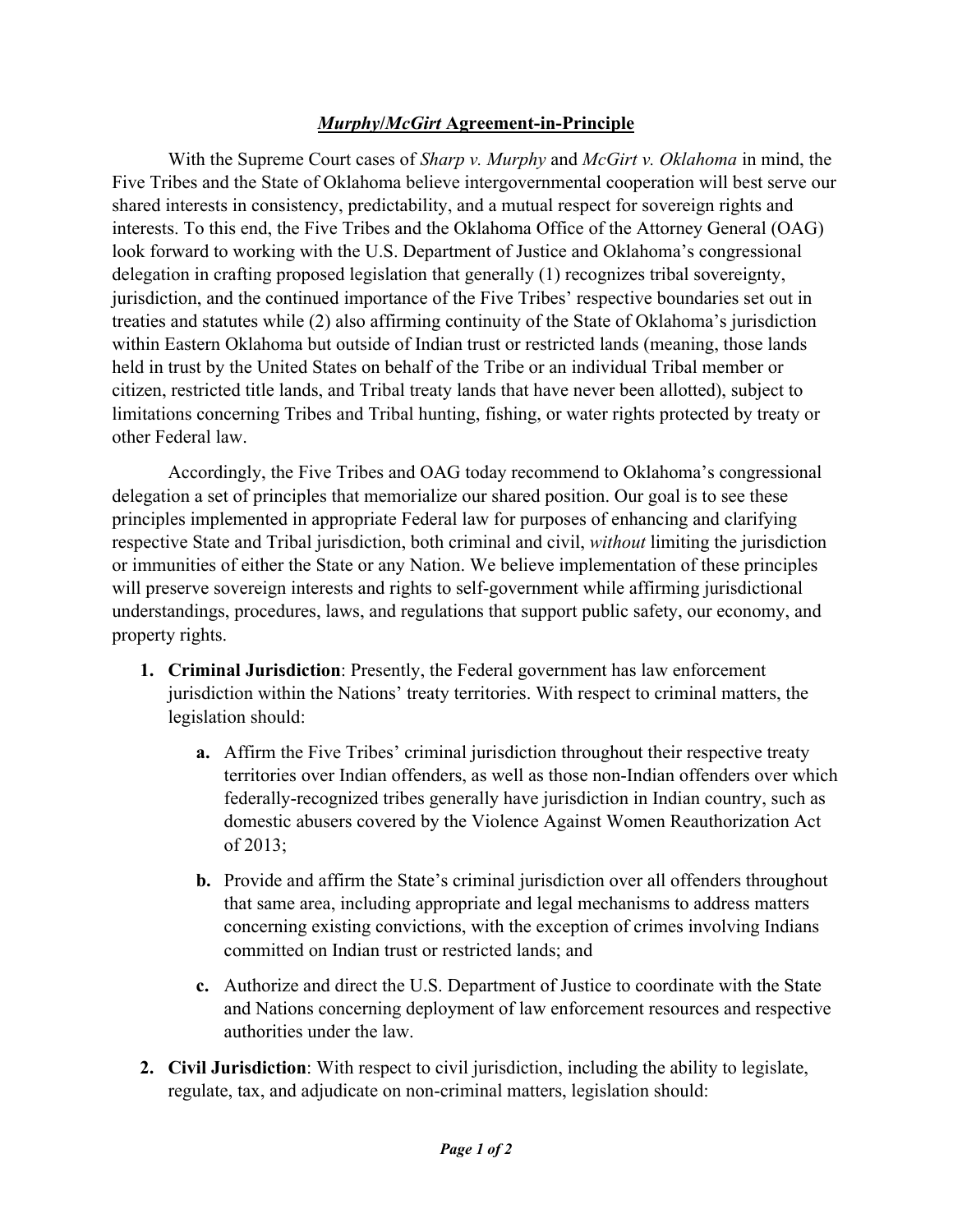# ***Murphy/McGirt* Agreement-in-Principle**

With the Supreme Court cases of *Sharp v. Murphy* and *McGirt v. Oklahoma* in mind, the Five Tribes and the State of Oklahoma believe intergovernmental cooperation will best serve our shared interests in consistency, predictability, and a mutual respect for sovereign rights and interests. To this end, the Five Tribes and the Oklahoma Office of the Attorney General (OAG) look forward to working with the U.S. Department of Justice and Oklahoma's congressional delegation in crafting proposed legislation that generally (1) recognizes tribal sovereignty, jurisdiction, and the continued importance of the Five Tribes' respective boundaries set out in treaties and statutes while (2) also affirming continuity of the State of Oklahoma's jurisdiction within Eastern Oklahoma but outside of Indian trust or restricted lands (meaning, those lands held in trust by the United States on behalf of the Tribe or an individual Tribal member or citizen, restricted title lands, and Tribal treaty lands that have never been allotted), subject to limitations concerning Tribes and Tribal hunting, fishing, or water rights protected by treaty or other Federal law.

Accordingly, the Five Tribes and OAG today recommend to Oklahoma's congressional delegation a set of principles that memorialize our shared position. Our goal is to see these principles implemented in appropriate Federal law for purposes of enhancing and clarifying respective State and Tribal jurisdiction, both criminal and civil, *without* limiting the jurisdiction or immunities of either the State or any Nation. We believe implementation of these principles will preserve sovereign interests and rights to self-government while affirming jurisdictional understandings, procedures, laws, and regulations that support public safety, our economy, and property rights.

1. **Criminal Jurisdiction**: Presently, the Federal government has law enforcement jurisdiction within the Nations' treaty territories. With respect to criminal matters, the legislation should:

    a. Affirm the Five Tribes' criminal jurisdiction throughout their respective treaty territories over Indian offenders, as well as those non-Indian offenders over which federally-recognized tribes generally have jurisdiction in Indian country, such as domestic abusers covered by the Violence Against Women Reauthorization Act of 2013;

    b. Provide and affirm the State's criminal jurisdiction over all offenders throughout that same area, including appropriate and legal mechanisms to address matters concerning existing convictions, with the exception of crimes involving Indians committed on Indian trust or restricted lands; and

    c. Authorize and direct the U.S. Department of Justice to coordinate with the State and Nations concerning deployment of law enforcement resources and respective authorities under the law.

2. **Civil Jurisdiction**: With respect to civil jurisdiction, including the ability to legislate, regulate, tax, and adjudicate on non-criminal matters, legislation should: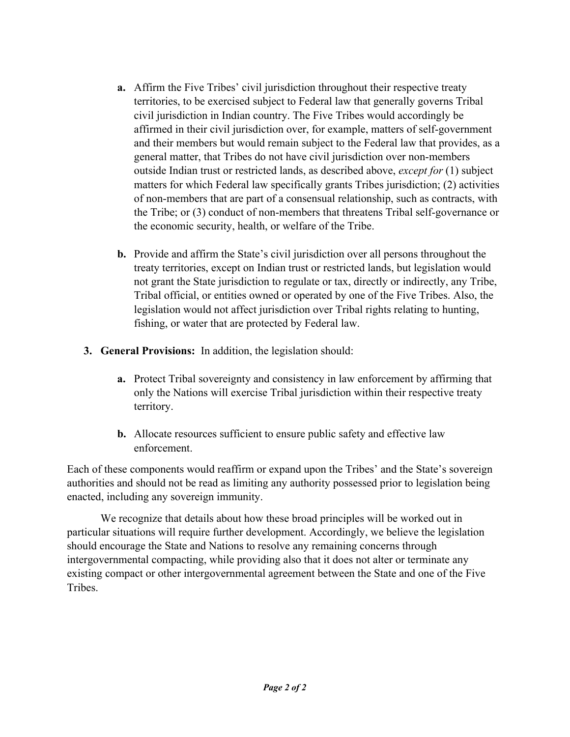**a.** Affirm the Five Tribes' civil jurisdiction throughout their respective treaty territories, to be exercised subject to Federal law that generally governs Tribal civil jurisdiction in Indian country. The Five Tribes would accordingly be affirmed in their civil jurisdiction over, for example, matters of self-government and their members but would remain subject to the Federal law that provides, as a general matter, that Tribes do not have civil jurisdiction over non-members outside Indian trust or restricted lands, as described above, *except for* (1) subject matters for which Federal law specifically grants Tribes jurisdiction; (2) activities of non-members that are part of a consensual relationship, such as contracts, with the Tribe; or (3) conduct of non-members that threatens Tribal self-governance or the economic security, health, or welfare of the Tribe.

**b.** Provide and affirm the State's civil jurisdiction over all persons throughout the treaty territories, except on Indian trust or restricted lands, but legislation would not grant the State jurisdiction to regulate or tax, directly or indirectly, any Tribe, Tribal official, or entities owned or operated by one of the Five Tribes. Also, the legislation would not affect jurisdiction over Tribal rights relating to hunting, fishing, or water that are protected by Federal law.

**3. General Provisions:** In addition, the legislation should:

**a.** Protect Tribal sovereignty and consistency in law enforcement by affirming that only the Nations will exercise Tribal jurisdiction within their respective treaty territory.

**b.** Allocate resources sufficient to ensure public safety and effective law enforcement.

Each of these components would reaffirm or expand upon the Tribes' and the State's sovereign authorities and should not be read as limiting any authority possessed prior to legislation being enacted, including any sovereign immunity.

We recognize that details about how these broad principles will be worked out in particular situations will require further development. Accordingly, we believe the legislation should encourage the State and Nations to resolve any remaining concerns through intergovernmental compacting, while providing also that it does not alter or terminate any existing compact or other intergovernmental agreement between the State and one of the Five Tribes.